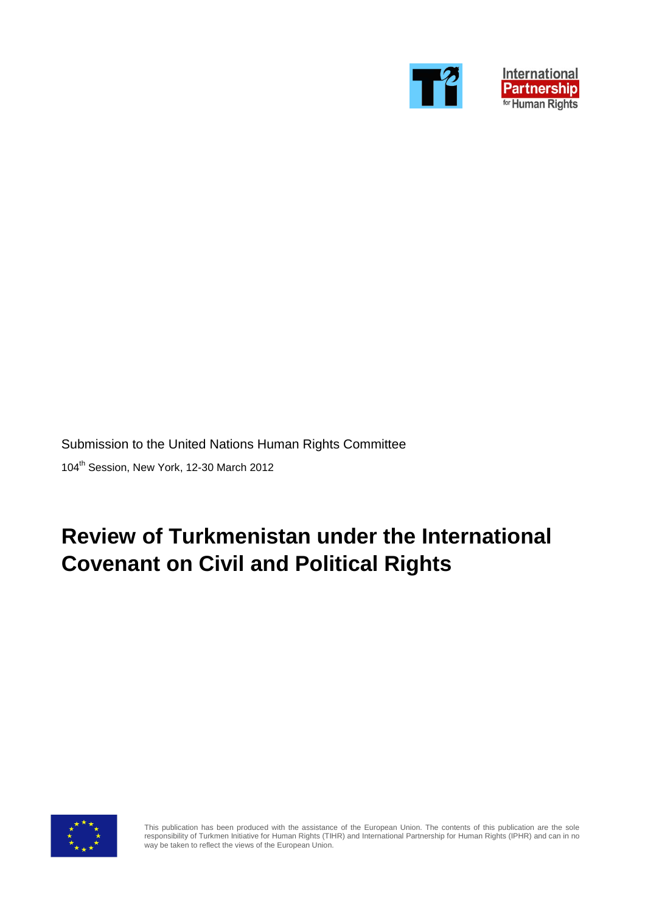International Partnership for Human Rights

Submission to the United Nations Human Rights Committee

104th Session, New York, 12-30 March 2012

# Review of Turkmenistan under the International Covenant on Civil and Political Rights

This publication has been produced with the assistance of the European Union. The contents of this publication are the sole responsibility of Turkmen Initiative for Human Rights (TIHR) and International Partnership for Human Rights (IPHR) and can in no way be taken to reflect the views of the European Union.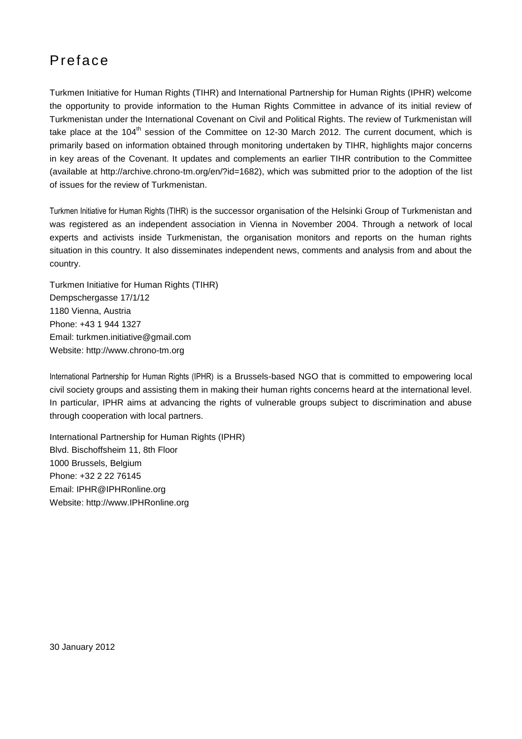# Preface

Turkmen Initiative for Human Rights (TIHR) and International Partnership for Human Rights (IPHR) welcome the opportunity to provide information to the Human Rights Committee in advance of its initial review of Turkmenistan under the International Covenant on Civil and Political Rights. The review of Turkmenistan will take place at the 104th session of the Committee on 12-30 March 2012. The current document, which is primarily based on information obtained through monitoring undertaken by TIHR, highlights major concerns in key areas of the Covenant. It updates and complements an earlier TIHR contribution to the Committee (available at http://archive.chrono-tm.org/en/?id=1682), which was submitted prior to the adoption of the list of issues for the review of Turkmenistan.

Turkmen Initiative for Human Rights (TIHR) is the successor organisation of the Helsinki Group of Turkmenistan and was registered as an independent association in Vienna in November 2004. Through a network of local experts and activists inside Turkmenistan, the organisation monitors and reports on the human rights situation in this country. It also disseminates independent news, comments and analysis from and about the country.

Turkmen Initiative for Human Rights (TIHR)
Dempschergasse 17/1/12
1180 Vienna, Austria
Phone: +43 1 944 1327
Email: turkmen.initiative@gmail.com
Website: http://www.chrono-tm.org

International Partnership for Human Rights (IPHR) is a Brussels-based NGO that is committed to empowering local civil society groups and assisting them in making their human rights concerns heard at the international level. In particular, IPHR aims at advancing the rights of vulnerable groups subject to discrimination and abuse through cooperation with local partners.

International Partnership for Human Rights (IPHR)
Blvd. Bischoffsheim 11, 8th Floor
1000 Brussels, Belgium
Phone: +32 2 22 76145
Email: IPHR@IPHRonline.org
Website: http://www.IPHRonline.org

30 January 2012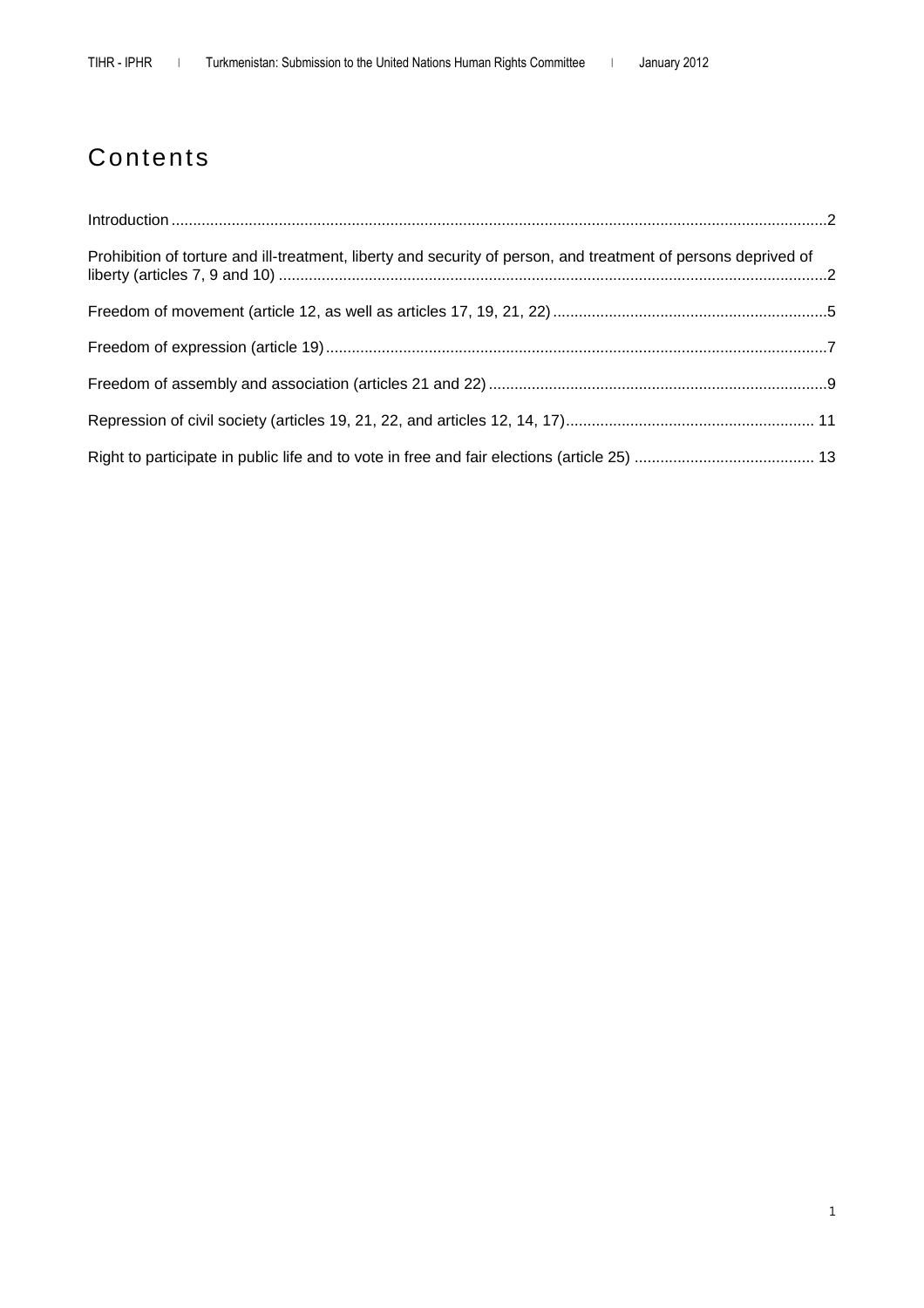# Contents

Introduction ........................................................................................................................................................2

Prohibition of torture and ill-treatment, liberty and security of person, and treatment of persons deprived of liberty (articles 7, 9 and 10) ..............................................................................................................................2

Freedom of movement (article 12, as well as articles 17, 19, 21, 22) ...............................................................5

Freedom of expression (article 19) ....................................................................................................................7

Freedom of assembly and association (articles 21 and 22) ..............................................................................9

Repression of civil society (articles 19, 21, 22, and articles 12, 14, 17) .......................................................... 11

Right to participate in public life and to vote in free and fair elections (article 25) .......................................... 13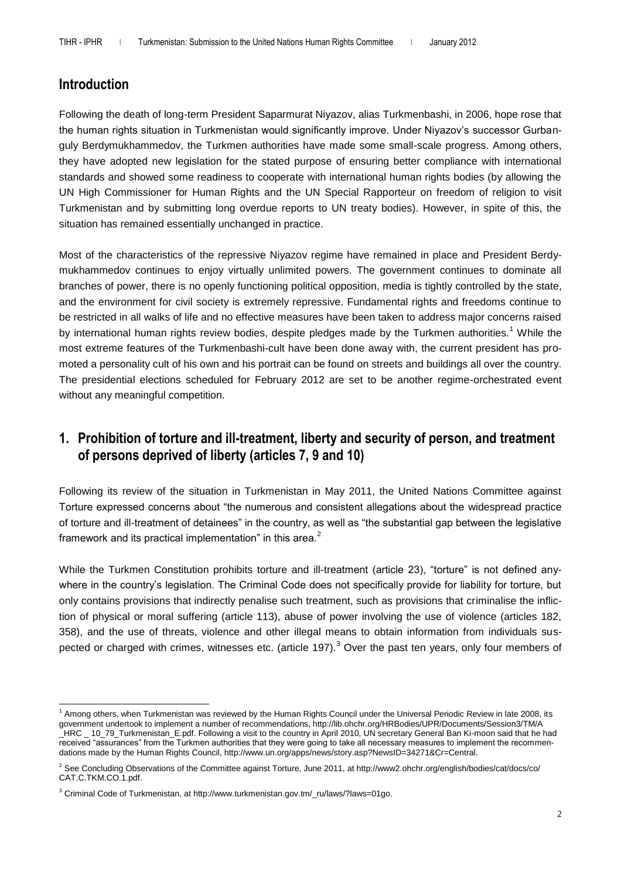## Introduction

Following the death of long-term President Saparmurat Niyazov, alias Turkmenbashi, in 2006, hope rose that the human rights situation in Turkmenistan would significantly improve. Under Niyazov's successor Gurbanguly Berdymukhammedov, the Turkmen authorities have made some small-scale progress. Among others, they have adopted new legislation for the stated purpose of ensuring better compliance with international standards and showed some readiness to cooperate with international human rights bodies (by allowing the UN High Commissioner for Human Rights and the UN Special Rapporteur on freedom of religion to visit Turkmenistan and by submitting long overdue reports to UN treaty bodies). However, in spite of this, the situation has remained essentially unchanged in practice.

Most of the characteristics of the repressive Niyazov regime have remained in place and President Berdymukhammedov continues to enjoy virtually unlimited powers. The government continues to dominate all branches of power, there is no openly functioning political opposition, media is tightly controlled by the state, and the environment for civil society is extremely repressive. Fundamental rights and freedoms continue to be restricted in all walks of life and no effective measures have been taken to address major concerns raised by international human rights review bodies, despite pledges made by the Turkmen authorities.[1] While the most extreme features of the Turkmenbashi-cult have been done away with, the current president has promoted a personality cult of his own and his portrait can be found on streets and buildings all over the country. The presidential elections scheduled for February 2012 are set to be another regime-orchestrated event without any meaningful competition.

## 1. Prohibition of torture and ill-treatment, liberty and security of person, and treatment of persons deprived of liberty (articles 7, 9 and 10)

Following its review of the situation in Turkmenistan in May 2011, the United Nations Committee against Torture expressed concerns about "the numerous and consistent allegations about the widespread practice of torture and ill-treatment of detainees" in the country, as well as "the substantial gap between the legislative framework and its practical implementation" in this area.[2]

While the Turkmen Constitution prohibits torture and ill-treatment (article 23), "torture" is not defined anywhere in the country's legislation. The Criminal Code does not specifically provide for liability for torture, but only contains provisions that indirectly penalise such treatment, such as provisions that criminalise the infliction of physical or moral suffering (article 113), abuse of power involving the use of violence (articles 182, 358), and the use of threats, violence and other illegal means to obtain information from individuals suspected or charged with crimes, witnesses etc. (article 197).[3] Over the past ten years, only four members of

---

[1] Among others, when Turkmenistan was reviewed by the Human Rights Council under the Universal Periodic Review in late 2008, its government undertook to implement a number of recommendations, http://lib.ohchr.org/HRBodies/UPR/Documents/Session3/TM/A_HRC _ 10_79_Turkmenistan_E.pdf. Following a visit to the country in April 2010, UN secretary General Ban Ki-moon said that he had received "assurances" from the Turkmen authorities that they were going to take all necessary measures to implement the recommendations made by the Human Rights Council, http://www.un.org/apps/news/story.asp?NewsID=34271&Cr=Central.

[2] See Concluding Observations of the Committee against Torture, June 2011, at http://www2.ohchr.org/english/bodies/cat/docs/co/CAT.C.TKM.CO.1.pdf.

[3] Criminal Code of Turkmenistan, at http://www.turkmenistan.gov.tm/_ru/laws/?laws=01go.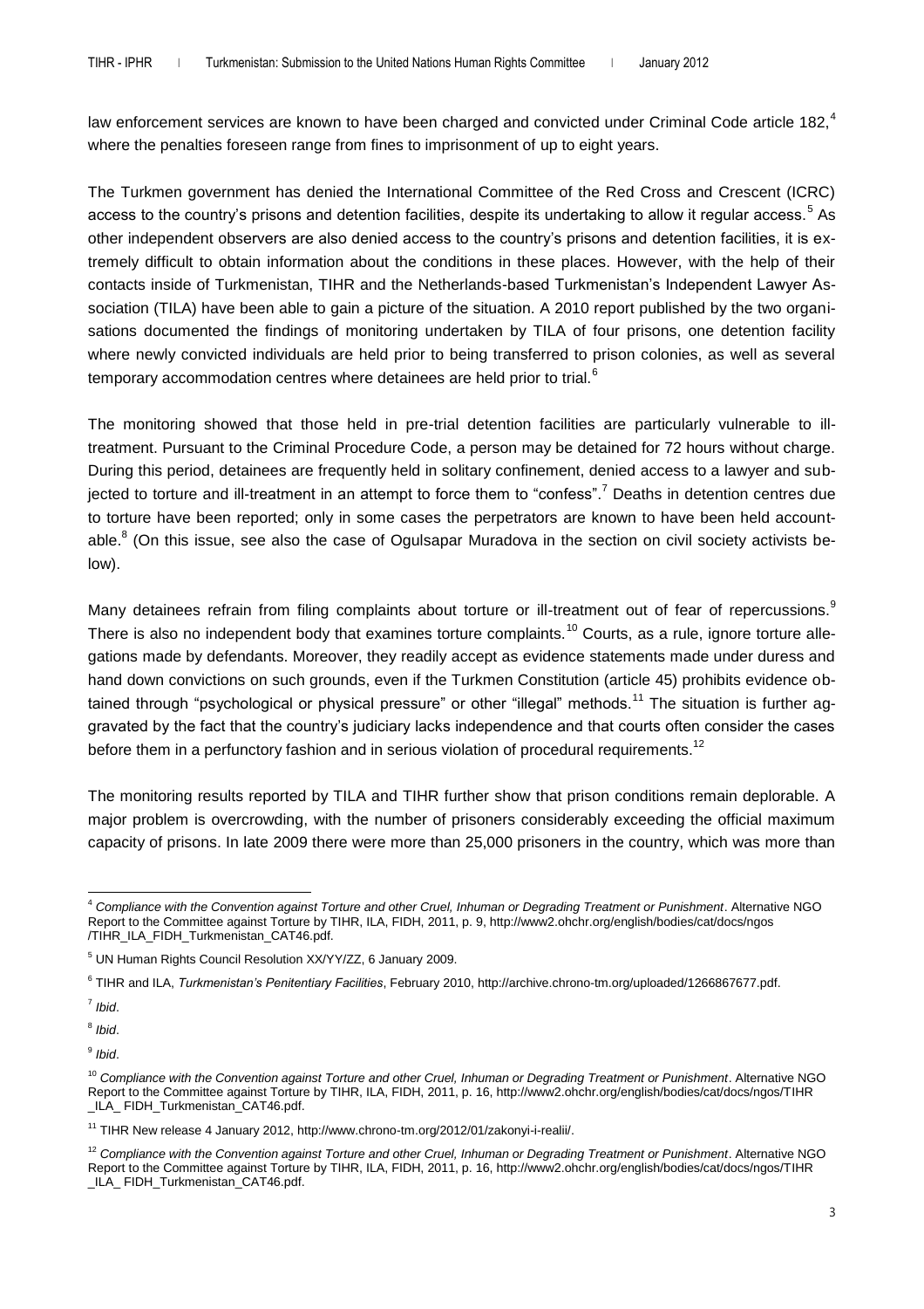law enforcement services are known to have been charged and convicted under Criminal Code article 182,[4] where the penalties foreseen range from fines to imprisonment of up to eight years.

The Turkmen government has denied the International Committee of the Red Cross and Crescent (ICRC) access to the country's prisons and detention facilities, despite its undertaking to allow it regular access.[5] As other independent observers are also denied access to the country's prisons and detention facilities, it is extremely difficult to obtain information about the conditions in these places. However, with the help of their contacts inside of Turkmenistan, TIHR and the Netherlands-based Turkmenistan's Independent Lawyer Association (TILA) have been able to gain a picture of the situation. A 2010 report published by the two organisations documented the findings of monitoring undertaken by TILA of four prisons, one detention facility where newly convicted individuals are held prior to being transferred to prison colonies, as well as several temporary accommodation centres where detainees are held prior to trial.[6]

The monitoring showed that those held in pre-trial detention facilities are particularly vulnerable to ill-treatment. Pursuant to the Criminal Procedure Code, a person may be detained for 72 hours without charge. During this period, detainees are frequently held in solitary confinement, denied access to a lawyer and subjected to torture and ill-treatment in an attempt to force them to "confess".[7] Deaths in detention centres due to torture have been reported; only in some cases the perpetrators are known to have been held accountable.[8] (On this issue, see also the case of Ogulsapar Muradova in the section on civil society activists below).

Many detainees refrain from filing complaints about torture or ill-treatment out of fear of repercussions.[9] There is also no independent body that examines torture complaints.[10] Courts, as a rule, ignore torture allegations made by defendants. Moreover, they readily accept as evidence statements made under duress and hand down convictions on such grounds, even if the Turkmen Constitution (article 45) prohibits evidence obtained through "psychological or physical pressure" or other "illegal" methods.[11] The situation is further aggravated by the fact that the country's judiciary lacks independence and that courts often consider the cases before them in a perfunctory fashion and in serious violation of procedural requirements.[12]

The monitoring results reported by TILA and TIHR further show that prison conditions remain deplorable. A major problem is overcrowding, with the number of prisoners considerably exceeding the official maximum capacity of prisons. In late 2009 there were more than 25,000 prisoners in the country, which was more than

---

[4] *Compliance with the Convention against Torture and other Cruel, Inhuman or Degrading Treatment or Punishment*. Alternative NGO Report to the Committee against Torture by TIHR, ILA, FIDH, 2011, p. 9, http://www2.ohchr.org/english/bodies/cat/docs/ngos/TIHR_ILA_FIDH_Turkmenistan_CAT46.pdf.

[5] UN Human Rights Council Resolution XX/YY/ZZ, 6 January 2009.

[6] TIHR and ILA, *Turkmenistan's Penitentiary Facilities*, February 2010, http://archive.chrono-tm.org/uploaded/1266867677.pdf.

[7] *Ibid*.

[8] *Ibid*.

[9] *Ibid*.

[10] *Compliance with the Convention against Torture and other Cruel, Inhuman or Degrading Treatment or Punishment*. Alternative NGO Report to the Committee against Torture by TIHR, ILA, FIDH, 2011, p. 16, http://www2.ohchr.org/english/bodies/cat/docs/ngos/TIHR_ILA_FIDH_Turkmenistan_CAT46.pdf.

[11] TIHR New release 4 January 2012, http://www.chrono-tm.org/2012/01/zakonyi-i-realii/.

[12] *Compliance with the Convention against Torture and other Cruel, Inhuman or Degrading Treatment or Punishment*. Alternative NGO Report to the Committee against Torture by TIHR, ILA, FIDH, 2011, p. 16, http://www2.ohchr.org/english/bodies/cat/docs/ngos/TIHR_ILA_FIDH_Turkmenistan_CAT46.pdf.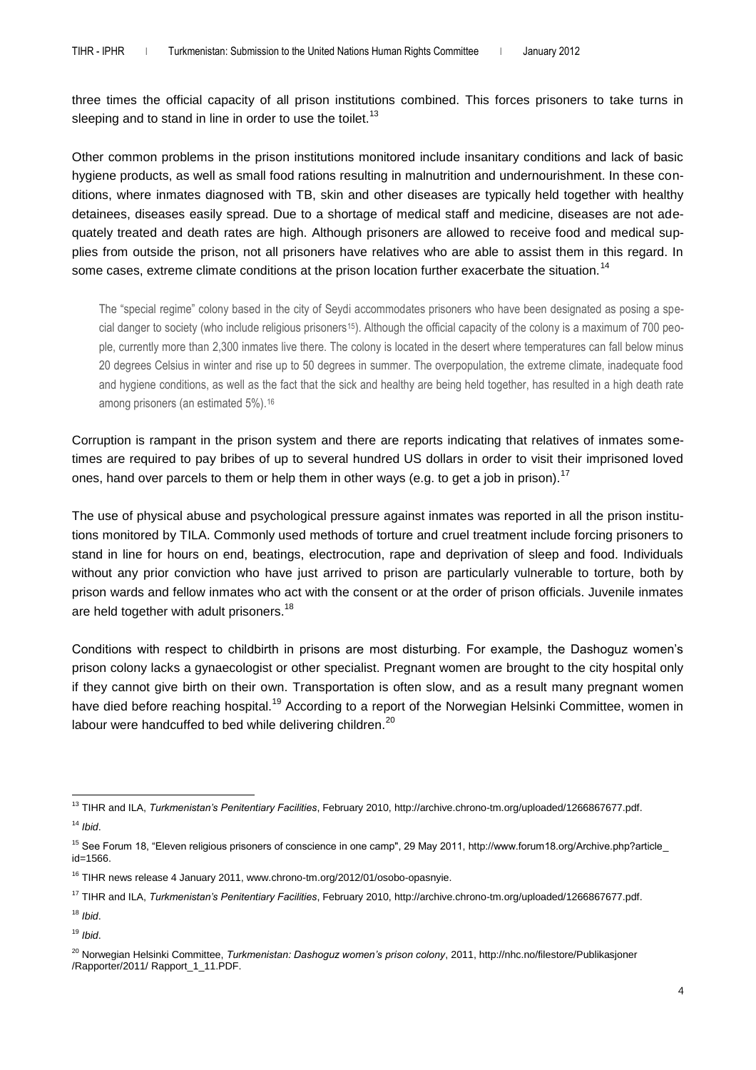three times the official capacity of all prison institutions combined. This forces prisoners to take turns in sleeping and to stand in line in order to use the toilet.[13]

Other common problems in the prison institutions monitored include insanitary conditions and lack of basic hygiene products, as well as small food rations resulting in malnutrition and undernourishment. In these conditions, where inmates diagnosed with TB, skin and other diseases are typically held together with healthy detainees, diseases easily spread. Due to a shortage of medical staff and medicine, diseases are not adequately treated and death rates are high. Although prisoners are allowed to receive food and medical supplies from outside the prison, not all prisoners have relatives who are able to assist them in this regard. In some cases, extreme climate conditions at the prison location further exacerbate the situation.[14]

> The "special regime" colony based in the city of Seydi accommodates prisoners who have been designated as posing a special danger to society (who include religious prisoners[15]). Although the official capacity of the colony is a maximum of 700 people, currently more than 2,300 inmates live there. The colony is located in the desert where temperatures can fall below minus 20 degrees Celsius in winter and rise up to 50 degrees in summer. The overpopulation, the extreme climate, inadequate food and hygiene conditions, as well as the fact that the sick and healthy are being held together, has resulted in a high death rate among prisoners (an estimated 5%).[16]

Corruption is rampant in the prison system and there are reports indicating that relatives of inmates sometimes are required to pay bribes of up to several hundred US dollars in order to visit their imprisoned loved ones, hand over parcels to them or help them in other ways (e.g. to get a job in prison).[17]

The use of physical abuse and psychological pressure against inmates was reported in all the prison institutions monitored by TILA. Commonly used methods of torture and cruel treatment include forcing prisoners to stand in line for hours on end, beatings, electrocution, rape and deprivation of sleep and food. Individuals without any prior conviction who have just arrived to prison are particularly vulnerable to torture, both by prison wards and fellow inmates who act with the consent or at the order of prison officials. Juvenile inmates are held together with adult prisoners.[18]

Conditions with respect to childbirth in prisons are most disturbing. For example, the Dashoguz women's prison colony lacks a gynaecologist or other specialist. Pregnant women are brought to the city hospital only if they cannot give birth on their own. Transportation is often slow, and as a result many pregnant women have died before reaching hospital.[19] According to a report of the Norwegian Helsinki Committee, women in labour were handcuffed to bed while delivering children.[20]

---

[13] TIHR and ILA, *Turkmenistan's Penitentiary Facilities*, February 2010, http://archive.chrono-tm.org/uploaded/1266867677.pdf.

[14] *Ibid*.

[15] See Forum 18, "Eleven religious prisoners of conscience in one camp", 29 May 2011, http://www.forum18.org/Archive.php?article_id=1566.

[16] TIHR news release 4 January 2011, www.chrono-tm.org/2012/01/osobo-opasnyie.

[17] TIHR and ILA, *Turkmenistan's Penitentiary Facilities*, February 2010, http://archive.chrono-tm.org/uploaded/1266867677.pdf.

[18] *Ibid*.

[19] *Ibid*.

[20] Norwegian Helsinki Committee, *Turkmenistan: Dashoguz women's prison colony*, 2011, http://nhc.no/filestore/Publikasjoner/Rapporter/2011/ Rapport_1_11.PDF.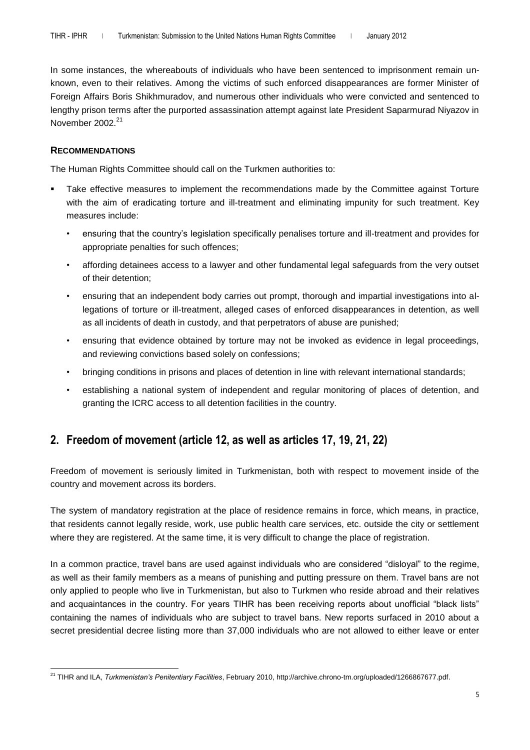In some instances, the whereabouts of individuals who have been sentenced to imprisonment remain unknown, even to their relatives. Among the victims of such enforced disappearances are former Minister of Foreign Affairs Boris Shikhmuradov, and numerous other individuals who were convicted and sentenced to lengthy prison terms after the purported assassination attempt against late President Saparmurad Niyazov in November 2002.[21]

### RECOMMENDATIONS

The Human Rights Committee should call on the Turkmen authorities to:

- Take effective measures to implement the recommendations made by the Committee against Torture with the aim of eradicating torture and ill-treatment and eliminating impunity for such treatment. Key measures include:
  - ensuring that the country's legislation specifically penalises torture and ill-treatment and provides for appropriate penalties for such offences;
  - affording detainees access to a lawyer and other fundamental legal safeguards from the very outset of their detention;
  - ensuring that an independent body carries out prompt, thorough and impartial investigations into allegations of torture or ill-treatment, alleged cases of enforced disappearances in detention, as well as all incidents of death in custody, and that perpetrators of abuse are punished;
  - ensuring that evidence obtained by torture may not be invoked as evidence in legal proceedings, and reviewing convictions based solely on confessions;
  - bringing conditions in prisons and places of detention in line with relevant international standards;
  - establishing a national system of independent and regular monitoring of places of detention, and granting the ICRC access to all detention facilities in the country.

## 2. Freedom of movement (article 12, as well as articles 17, 19, 21, 22)

Freedom of movement is seriously limited in Turkmenistan, both with respect to movement inside of the country and movement across its borders.

The system of mandatory registration at the place of residence remains in force, which means, in practice, that residents cannot legally reside, work, use public health care services, etc. outside the city or settlement where they are registered. At the same time, it is very difficult to change the place of registration.

In a common practice, travel bans are used against individuals who are considered "disloyal" to the regime, as well as their family members as a means of punishing and putting pressure on them. Travel bans are not only applied to people who live in Turkmenistan, but also to Turkmen who reside abroad and their relatives and acquaintances in the country. For years TIHR has been receiving reports about unofficial "black lists" containing the names of individuals who are subject to travel bans. New reports surfaced in 2010 about a secret presidential decree listing more than 37,000 individuals who are not allowed to either leave or enter

---

[21] TIHR and ILA, *Turkmenistan's Penitentiary Facilities*, February 2010, http://archive.chrono-tm.org/uploaded/1266867677.pdf.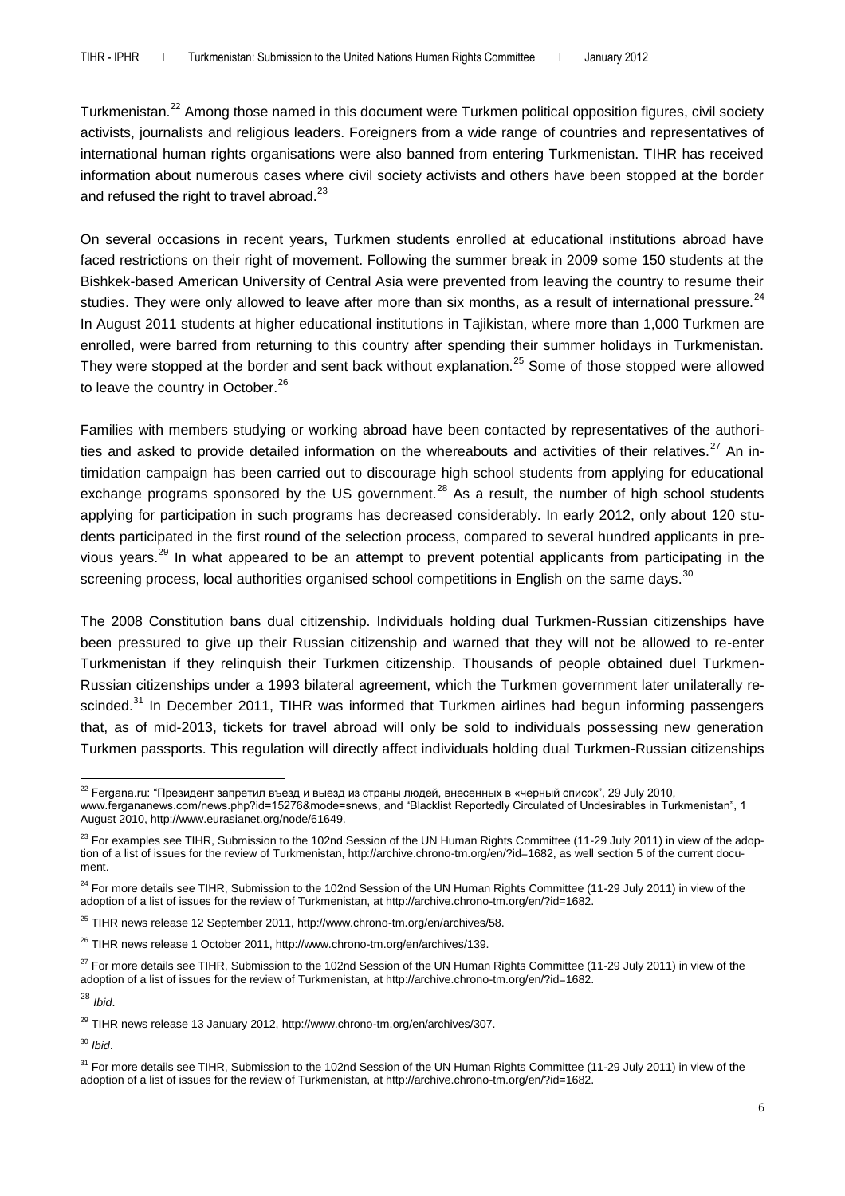Turkmenistan.[22] Among those named in this document were Turkmen political opposition figures, civil society activists, journalists and religious leaders. Foreigners from a wide range of countries and representatives of international human rights organisations were also banned from entering Turkmenistan. TIHR has received information about numerous cases where civil society activists and others have been stopped at the border and refused the right to travel abroad.[23]

On several occasions in recent years, Turkmen students enrolled at educational institutions abroad have faced restrictions on their right of movement. Following the summer break in 2009 some 150 students at the Bishkek-based American University of Central Asia were prevented from leaving the country to resume their studies. They were only allowed to leave after more than six months, as a result of international pressure.[24] In August 2011 students at higher educational institutions in Tajikistan, where more than 1,000 Turkmen are enrolled, were barred from returning to this country after spending their summer holidays in Turkmenistan. They were stopped at the border and sent back without explanation.[25] Some of those stopped were allowed to leave the country in October.[26]

Families with members studying or working abroad have been contacted by representatives of the authorities and asked to provide detailed information on the whereabouts and activities of their relatives.[27] An intimidation campaign has been carried out to discourage high school students from applying for educational exchange programs sponsored by the US government.[28] As a result, the number of high school students applying for participation in such programs has decreased considerably. In early 2012, only about 120 students participated in the first round of the selection process, compared to several hundred applicants in previous years.[29] In what appeared to be an attempt to prevent potential applicants from participating in the screening process, local authorities organised school competitions in English on the same days.[30]

The 2008 Constitution bans dual citizenship. Individuals holding dual Turkmen-Russian citizenships have been pressured to give up their Russian citizenship and warned that they will not be allowed to re-enter Turkmenistan if they relinquish their Turkmen citizenship. Thousands of people obtained duel Turkmen-Russian citizenships under a 1993 bilateral agreement, which the Turkmen government later unilaterally rescinded.[31] In December 2011, TIHR was informed that Turkmen airlines had begun informing passengers that, as of mid-2013, tickets for travel abroad will only be sold to individuals possessing new generation Turkmen passports. This regulation will directly affect individuals holding dual Turkmen-Russian citizenships

---

[22] Fergana.ru: "Президент запретил въезд и выезд из страны людей, внесенных в «черный список»", 29 July 2010, www.fergananews.com/news.php?id=15276&mode=snews, and "Blacklist Reportedly Circulated of Undesirables in Turkmenistan", 1 August 2010, http://www.eurasianet.org/node/61649.

[23] For examples see TIHR, Submission to the 102nd Session of the UN Human Rights Committee (11-29 July 2011) in view of the adoption of a list of issues for the review of Turkmenistan, http://archive.chrono-tm.org/en/?id=1682, as well section 5 of the current document.

[24] For more details see TIHR, Submission to the 102nd Session of the UN Human Rights Committee (11-29 July 2011) in view of the adoption of a list of issues for the review of Turkmenistan, at http://archive.chrono-tm.org/en/?id=1682.

[25] TIHR news release 12 September 2011, http://www.chrono-tm.org/en/archives/58.

[26] TIHR news release 1 October 2011, http://www.chrono-tm.org/en/archives/139.

[27] For more details see TIHR, Submission to the 102nd Session of the UN Human Rights Committee (11-29 July 2011) in view of the adoption of a list of issues for the review of Turkmenistan, at http://archive.chrono-tm.org/en/?id=1682.

[28] *Ibid*.

[29] TIHR news release 13 January 2012, http://www.chrono-tm.org/en/archives/307.

[30] *Ibid*.

[31] For more details see TIHR, Submission to the 102nd Session of the UN Human Rights Committee (11-29 July 2011) in view of the adoption of a list of issues for the review of Turkmenistan, at http://archive.chrono-tm.org/en/?id=1682.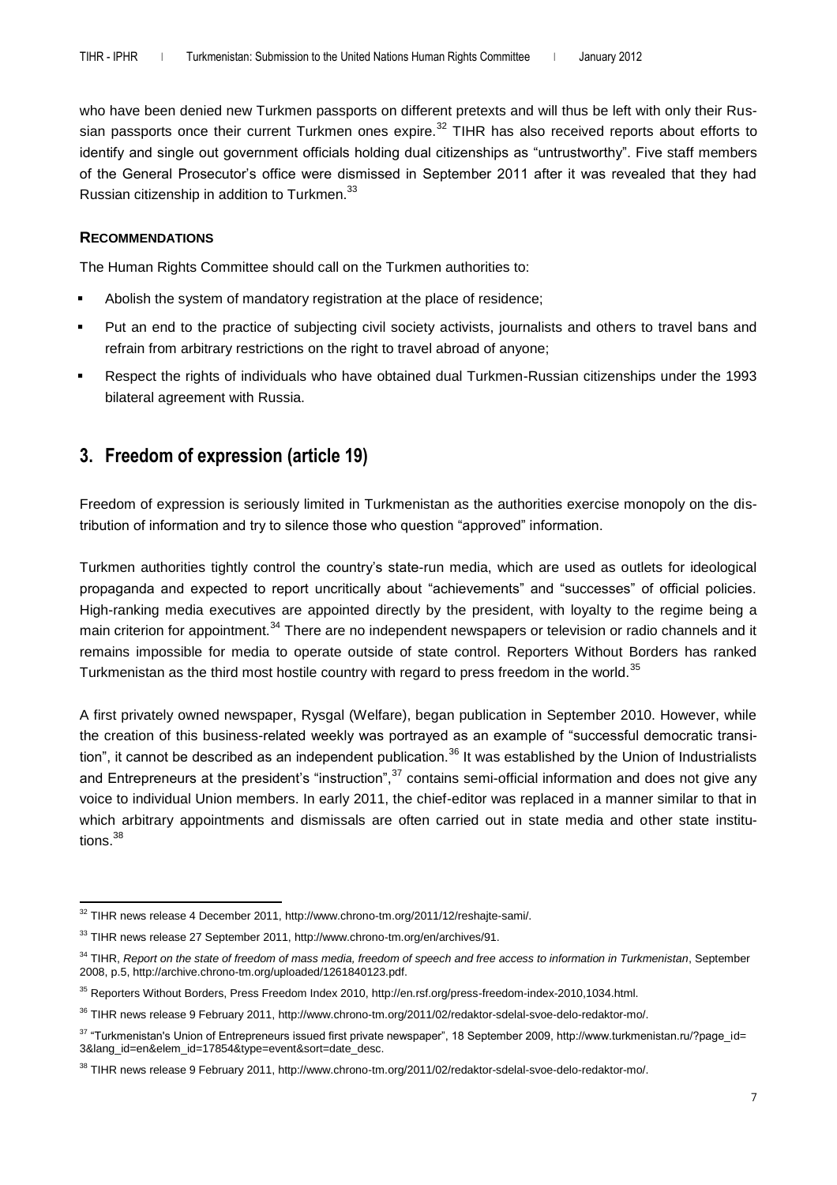who have been denied new Turkmen passports on different pretexts and will thus be left with only their Russian passports once their current Turkmen ones expire.[32] TIHR has also received reports about efforts to identify and single out government officials holding dual citizenships as "untrustworthy". Five staff members of the General Prosecutor's office were dismissed in September 2011 after it was revealed that they had Russian citizenship in addition to Turkmen.[33]

#### RECOMMENDATIONS

The Human Rights Committee should call on the Turkmen authorities to:

- Abolish the system of mandatory registration at the place of residence;
- Put an end to the practice of subjecting civil society activists, journalists and others to travel bans and refrain from arbitrary restrictions on the right to travel abroad of anyone;
- Respect the rights of individuals who have obtained dual Turkmen-Russian citizenships under the 1993 bilateral agreement with Russia.

## 3. Freedom of expression (article 19)

Freedom of expression is seriously limited in Turkmenistan as the authorities exercise monopoly on the distribution of information and try to silence those who question "approved" information.

Turkmen authorities tightly control the country's state-run media, which are used as outlets for ideological propaganda and expected to report uncritically about "achievements" and "successes" of official policies. High-ranking media executives are appointed directly by the president, with loyalty to the regime being a main criterion for appointment.[34] There are no independent newspapers or television or radio channels and it remains impossible for media to operate outside of state control. Reporters Without Borders has ranked Turkmenistan as the third most hostile country with regard to press freedom in the world.[35]

A first privately owned newspaper, Rysgal (Welfare), began publication in September 2010. However, while the creation of this business-related weekly was portrayed as an example of "successful democratic transition", it cannot be described as an independent publication.[36] It was established by the Union of Industrialists and Entrepreneurs at the president's "instruction",[37] contains semi-official information and does not give any voice to individual Union members. In early 2011, the chief-editor was replaced in a manner similar to that in which arbitrary appointments and dismissals are often carried out in state media and other state institutions.[38]

---

[32] TIHR news release 4 December 2011, http://www.chrono-tm.org/2011/12/reshajte-sami/.

[33] TIHR news release 27 September 2011, http://www.chrono-tm.org/en/archives/91.

[34] TIHR, *Report on the state of freedom of mass media, freedom of speech and free access to information in Turkmenistan*, September 2008, p.5, http://archive.chrono-tm.org/uploaded/1261840123.pdf.

[35] Reporters Without Borders, Press Freedom Index 2010, http://en.rsf.org/press-freedom-index-2010,1034.html.

[36] TIHR news release 9 February 2011, http://www.chrono-tm.org/2011/02/redaktor-sdelal-svoe-delo-redaktor-mo/.

[37] "Turkmenistan's Union of Entrepreneurs issued first private newspaper", 18 September 2009, http://www.turkmenistan.ru/?page_id=3&lang_id=en&elem_id=17854&type=event&sort=date_desc.

[38] TIHR news release 9 February 2011, http://www.chrono-tm.org/2011/02/redaktor-sdelal-svoe-delo-redaktor-mo/.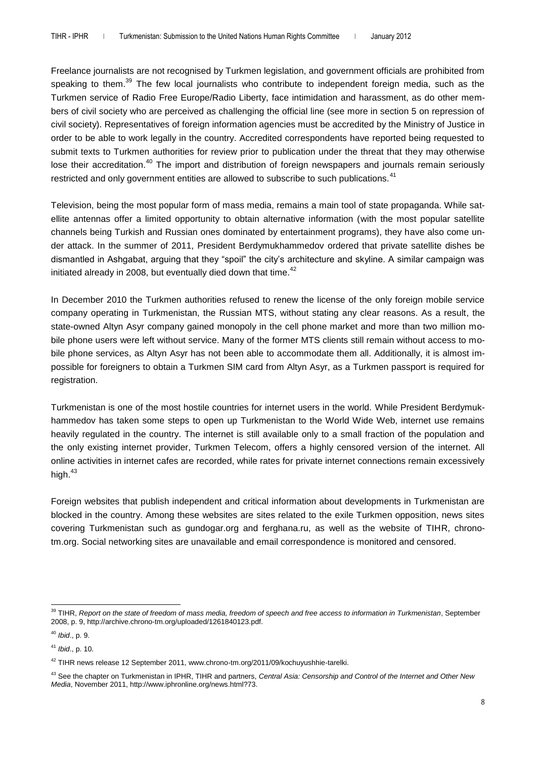Freelance journalists are not recognised by Turkmen legislation, and government officials are prohibited from speaking to them.[39] The few local journalists who contribute to independent foreign media, such as the Turkmen service of Radio Free Europe/Radio Liberty, face intimidation and harassment, as do other members of civil society who are perceived as challenging the official line (see more in section 5 on repression of civil society). Representatives of foreign information agencies must be accredited by the Ministry of Justice in order to be able to work legally in the country. Accredited correspondents have reported being requested to submit texts to Turkmen authorities for review prior to publication under the threat that they may otherwise lose their accreditation.[40] The import and distribution of foreign newspapers and journals remain seriously restricted and only government entities are allowed to subscribe to such publications.[41]

Television, being the most popular form of mass media, remains a main tool of state propaganda. While satellite antennas offer a limited opportunity to obtain alternative information (with the most popular satellite channels being Turkish and Russian ones dominated by entertainment programs), they have also come under attack. In the summer of 2011, President Berdymukhammedov ordered that private satellite dishes be dismantled in Ashgabat, arguing that they "spoil" the city's architecture and skyline. A similar campaign was initiated already in 2008, but eventually died down that time.[42]

In December 2010 the Turkmen authorities refused to renew the license of the only foreign mobile service company operating in Turkmenistan, the Russian MTS, without stating any clear reasons. As a result, the state-owned Altyn Asyr company gained monopoly in the cell phone market and more than two million mobile phone users were left without service. Many of the former MTS clients still remain without access to mobile phone services, as Altyn Asyr has not been able to accommodate them all. Additionally, it is almost impossible for foreigners to obtain a Turkmen SIM card from Altyn Asyr, as a Turkmen passport is required for registration.

Turkmenistan is one of the most hostile countries for internet users in the world. While President Berdymukhammedov has taken some steps to open up Turkmenistan to the World Wide Web, internet use remains heavily regulated in the country. The internet is still available only to a small fraction of the population and the only existing internet provider, Turkmen Telecom, offers a highly censored version of the internet. All online activities in internet cafes are recorded, while rates for private internet connections remain excessively high.[43]

Foreign websites that publish independent and critical information about developments in Turkmenistan are blocked in the country. Among these websites are sites related to the exile Turkmen opposition, news sites covering Turkmenistan such as gundogar.org and ferghana.ru, as well as the website of TIHR, chrono-tm.org. Social networking sites are unavailable and email correspondence is monitored and censored.

---

[39] TIHR, *Report on the state of freedom of mass media, freedom of speech and free access to information in Turkmenistan*, September 2008, p. 9, http://archive.chrono-tm.org/uploaded/1261840123.pdf.

[40] *Ibid*., p. 9.

[41] *Ibid*., p. 10.

[42] TIHR news release 12 September 2011, www.chrono-tm.org/2011/09/kochuyushhie-tarelki.

[43] See the chapter on Turkmenistan in IPHR, TIHR and partners, *Central Asia: Censorship and Control of the Internet and Other New Media*, November 2011, http://www.iphronline.org/news.html?73.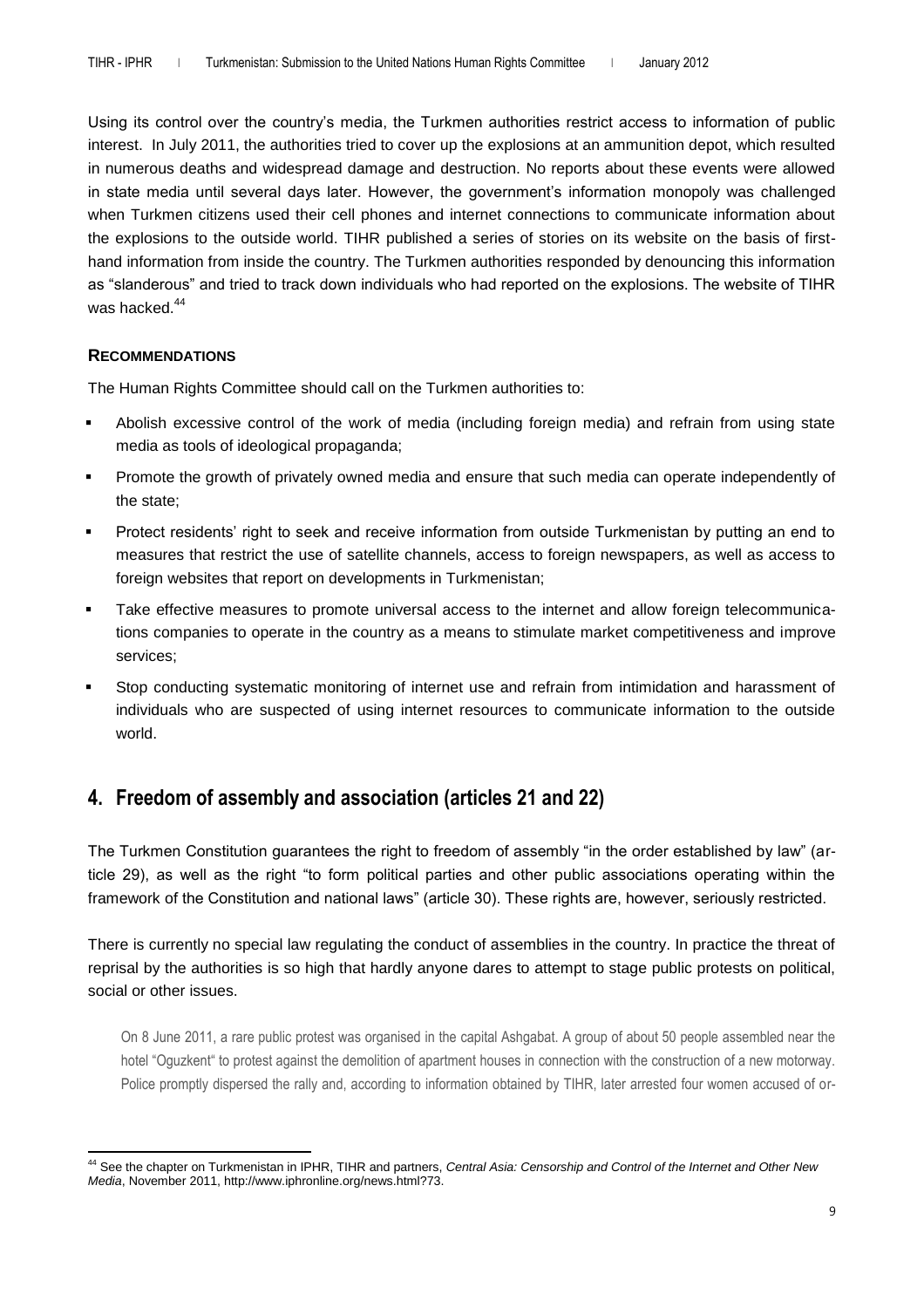Using its control over the country's media, the Turkmen authorities restrict access to information of public interest. In July 2011, the authorities tried to cover up the explosions at an ammunition depot, which resulted in numerous deaths and widespread damage and destruction. No reports about these events were allowed in state media until several days later. However, the government's information monopoly was challenged when Turkmen citizens used their cell phones and internet connections to communicate information about the explosions to the outside world. TIHR published a series of stories on its website on the basis of first-hand information from inside the country. The Turkmen authorities responded by denouncing this information as "slanderous" and tried to track down individuals who had reported on the explosions. The website of TIHR was hacked.[44]

### RECOMMENDATIONS

The Human Rights Committee should call on the Turkmen authorities to:

- Abolish excessive control of the work of media (including foreign media) and refrain from using state media as tools of ideological propaganda;
- Promote the growth of privately owned media and ensure that such media can operate independently of the state;
- Protect residents' right to seek and receive information from outside Turkmenistan by putting an end to measures that restrict the use of satellite channels, access to foreign newspapers, as well as access to foreign websites that report on developments in Turkmenistan;
- Take effective measures to promote universal access to the internet and allow foreign telecommunications companies to operate in the country as a means to stimulate market competitiveness and improve services;
- Stop conducting systematic monitoring of internet use and refrain from intimidation and harassment of individuals who are suspected of using internet resources to communicate information to the outside world.

## 4. Freedom of assembly and association (articles 21 and 22)

The Turkmen Constitution guarantees the right to freedom of assembly "in the order established by law" (article 29), as well as the right "to form political parties and other public associations operating within the framework of the Constitution and national laws" (article 30). These rights are, however, seriously restricted.

There is currently no special law regulating the conduct of assemblies in the country. In practice the threat of reprisal by the authorities is so high that hardly anyone dares to attempt to stage public protests on political, social or other issues.

> On 8 June 2011, a rare public protest was organised in the capital Ashgabat. A group of about 50 people assembled near the hotel "Oguzkent" to protest against the demolition of apartment houses in connection with the construction of a new motorway. Police promptly dispersed the rally and, according to information obtained by TIHR, later arrested four women accused of or-

[44] See the chapter on Turkmenistan in IPHR, TIHR and partners, *Central Asia: Censorship and Control of the Internet and Other New Media*, November 2011, http://www.iphronline.org/news.html?73.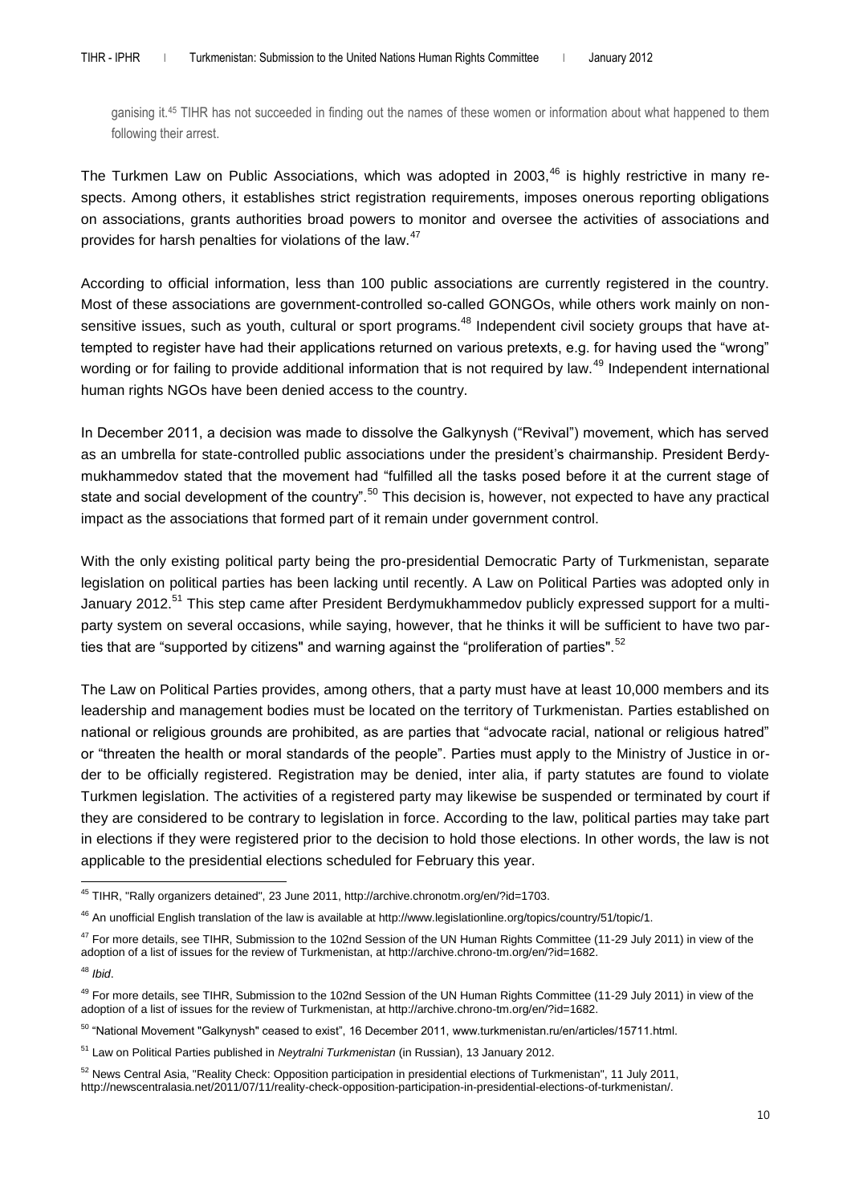ganising it.[45] TIHR has not succeeded in finding out the names of these women or information about what happened to them following their arrest.

The Turkmen Law on Public Associations, which was adopted in 2003,[46] is highly restrictive in many respects. Among others, it establishes strict registration requirements, imposes onerous reporting obligations on associations, grants authorities broad powers to monitor and oversee the activities of associations and provides for harsh penalties for violations of the law.[47]

According to official information, less than 100 public associations are currently registered in the country. Most of these associations are government-controlled so-called GONGOs, while others work mainly on non-sensitive issues, such as youth, cultural or sport programs.[48] Independent civil society groups that have attempted to register have had their applications returned on various pretexts, e.g. for having used the "wrong" wording or for failing to provide additional information that is not required by law.[49] Independent international human rights NGOs have been denied access to the country.

In December 2011, a decision was made to dissolve the Galkynysh ("Revival") movement, which has served as an umbrella for state-controlled public associations under the president's chairmanship. President Berdymukhammedov stated that the movement had "fulfilled all the tasks posed before it at the current stage of state and social development of the country".[50] This decision is, however, not expected to have any practical impact as the associations that formed part of it remain under government control.

With the only existing political party being the pro-presidential Democratic Party of Turkmenistan, separate legislation on political parties has been lacking until recently. A Law on Political Parties was adopted only in January 2012.[51] This step came after President Berdymukhammedov publicly expressed support for a multi-party system on several occasions, while saying, however, that he thinks it will be sufficient to have two parties that are "supported by citizens" and warning against the "proliferation of parties".[52]

The Law on Political Parties provides, among others, that a party must have at least 10,000 members and its leadership and management bodies must be located on the territory of Turkmenistan. Parties established on national or religious grounds are prohibited, as are parties that "advocate racial, national or religious hatred" or "threaten the health or moral standards of the people". Parties must apply to the Ministry of Justice in order to be officially registered. Registration may be denied, inter alia, if party statutes are found to violate Turkmen legislation. The activities of a registered party may likewise be suspended or terminated by court if they are considered to be contrary to legislation in force. According to the law, political parties may take part in elections if they were registered prior to the decision to hold those elections. In other words, the law is not applicable to the presidential elections scheduled for February this year.

---

[45] TIHR, "Rally organizers detained", 23 June 2011, http://archive.chronotm.org/en/?id=1703.

[46] An unofficial English translation of the law is available at http://www.legislationline.org/topics/country/51/topic/1.

[47] For more details, see TIHR, Submission to the 102nd Session of the UN Human Rights Committee (11-29 July 2011) in view of the adoption of a list of issues for the review of Turkmenistan, at http://archive.chrono-tm.org/en/?id=1682.

[48] *Ibid*.

[49] For more details, see TIHR, Submission to the 102nd Session of the UN Human Rights Committee (11-29 July 2011) in view of the adoption of a list of issues for the review of Turkmenistan, at http://archive.chrono-tm.org/en/?id=1682.

[50] "National Movement "Galkynysh" ceased to exist", 16 December 2011, www.turkmenistan.ru/en/articles/15711.html.

[51] Law on Political Parties published in *Neytralni Turkmenistan* (in Russian), 13 January 2012.

[52] News Central Asia, "Reality Check: Opposition participation in presidential elections of Turkmenistan", 11 July 2011, http://newscentralasia.net/2011/07/11/reality-check-opposition-participation-in-presidential-elections-of-turkmenistan/.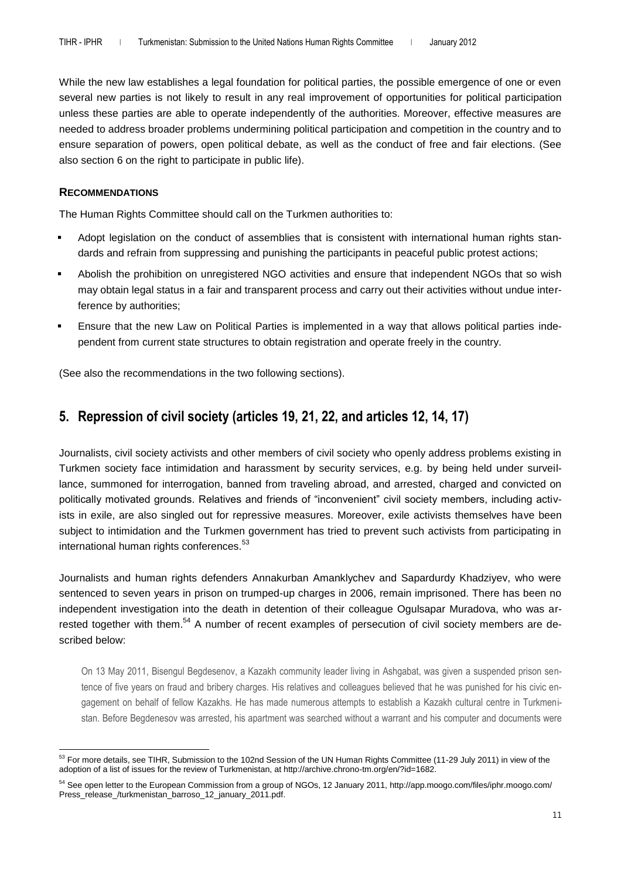While the new law establishes a legal foundation for political parties, the possible emergence of one or even several new parties is not likely to result in any real improvement of opportunities for political participation unless these parties are able to operate independently of the authorities. Moreover, effective measures are needed to address broader problems undermining political participation and competition in the country and to ensure separation of powers, open political debate, as well as the conduct of free and fair elections. (See also section 6 on the right to participate in public life).

#### RECOMMENDATIONS

The Human Rights Committee should call on the Turkmen authorities to:

- Adopt legislation on the conduct of assemblies that is consistent with international human rights standards and refrain from suppressing and punishing the participants in peaceful public protest actions;
- Abolish the prohibition on unregistered NGO activities and ensure that independent NGOs that so wish may obtain legal status in a fair and transparent process and carry out their activities without undue interference by authorities;
- Ensure that the new Law on Political Parties is implemented in a way that allows political parties independent from current state structures to obtain registration and operate freely in the country.

(See also the recommendations in the two following sections).

## 5. Repression of civil society (articles 19, 21, 22, and articles 12, 14, 17)

Journalists, civil society activists and other members of civil society who openly address problems existing in Turkmen society face intimidation and harassment by security services, e.g. by being held under surveillance, summoned for interrogation, banned from traveling abroad, and arrested, charged and convicted on politically motivated grounds. Relatives and friends of "inconvenient" civil society members, including activists in exile, are also singled out for repressive measures. Moreover, exile activists themselves have been subject to intimidation and the Turkmen government has tried to prevent such activists from participating in international human rights conferences.[53]

Journalists and human rights defenders Annakurban Amanklychev and Sapardurdy Khadziyev, who were sentenced to seven years in prison on trumped-up charges in 2006, remain imprisoned. There has been no independent investigation into the death in detention of their colleague Ogulsapar Muradova, who was arrested together with them.[54] A number of recent examples of persecution of civil society members are described below:

> On 13 May 2011, Bisengul Begdesenov, a Kazakh community leader living in Ashgabat, was given a suspended prison sentence of five years on fraud and bribery charges. His relatives and colleagues believed that he was punished for his civic engagement on behalf of fellow Kazakhs. He has made numerous attempts to establish a Kazakh cultural centre in Turkmenistan. Before Begdenesov was arrested, his apartment was searched without a warrant and his computer and documents were

---

[53] For more details, see TIHR, Submission to the 102nd Session of the UN Human Rights Committee (11-29 July 2011) in view of the adoption of a list of issues for the review of Turkmenistan, at http://archive.chrono-tm.org/en/?id=1682.

[54] See open letter to the European Commission from a group of NGOs, 12 January 2011, http://app.moogo.com/files/iphr.moogo.com/Press_release_/turkmenistan_barroso_12_january_2011.pdf.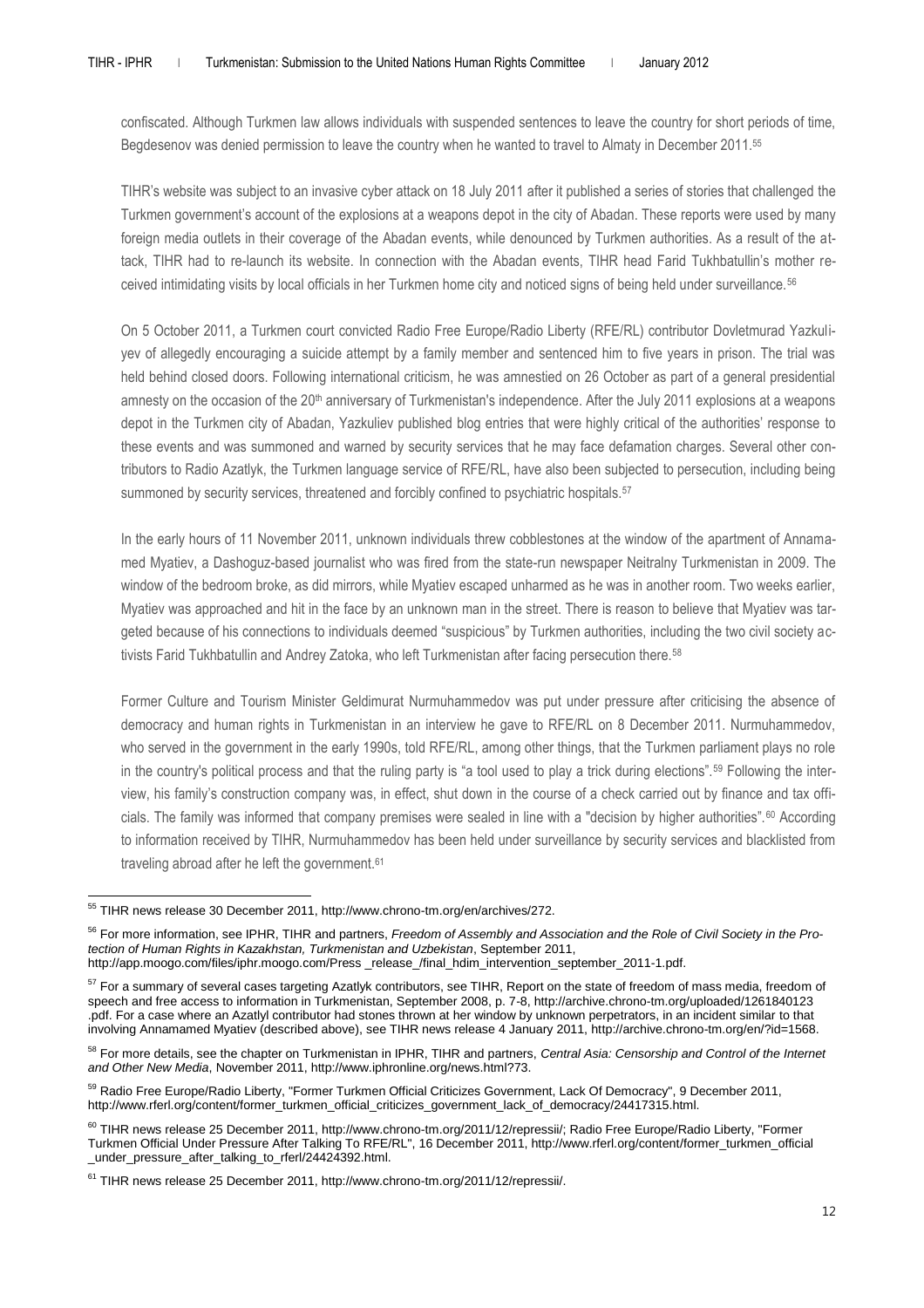confiscated. Although Turkmen law allows individuals with suspended sentences to leave the country for short periods of time, Begdesenov was denied permission to leave the country when he wanted to travel to Almaty in December 2011.[55]

TIHR's website was subject to an invasive cyber attack on 18 July 2011 after it published a series of stories that challenged the Turkmen government's account of the explosions at a weapons depot in the city of Abadan. These reports were used by many foreign media outlets in their coverage of the Abadan events, while denounced by Turkmen authorities. As a result of the attack, TIHR had to re-launch its website. In connection with the Abadan events, TIHR head Farid Tukhbatullin's mother received intimidating visits by local officials in her Turkmen home city and noticed signs of being held under surveillance.[56]

On 5 October 2011, a Turkmen court convicted Radio Free Europe/Radio Liberty (RFE/RL) contributor Dovletmurad Yazkuliyev of allegedly encouraging a suicide attempt by a family member and sentenced him to five years in prison. The trial was held behind closed doors. Following international criticism, he was amnestied on 26 October as part of a general presidential amnesty on the occasion of the 20th anniversary of Turkmenistan's independence. After the July 2011 explosions at a weapons depot in the Turkmen city of Abadan, Yazkuliev published blog entries that were highly critical of the authorities' response to these events and was summoned and warned by security services that he may face defamation charges. Several other contributors to Radio Azatlyk, the Turkmen language service of RFE/RL, have also been subjected to persecution, including being summoned by security services, threatened and forcibly confined to psychiatric hospitals.[57]

In the early hours of 11 November 2011, unknown individuals threw cobblestones at the window of the apartment of Annamamed Myatiev, a Dashoguz-based journalist who was fired from the state-run newspaper Neitralny Turkmenistan in 2009. The window of the bedroom broke, as did mirrors, while Myatiev escaped unharmed as he was in another room. Two weeks earlier, Myatiev was approached and hit in the face by an unknown man in the street. There is reason to believe that Myatiev was targeted because of his connections to individuals deemed "suspicious" by Turkmen authorities, including the two civil society activists Farid Tukhbatullin and Andrey Zatoka, who left Turkmenistan after facing persecution there.[58]

Former Culture and Tourism Minister Geldimurat Nurmuhammedov was put under pressure after criticising the absence of democracy and human rights in Turkmenistan in an interview he gave to RFE/RL on 8 December 2011. Nurmuhammedov, who served in the government in the early 1990s, told RFE/RL, among other things, that the Turkmen parliament plays no role in the country's political process and that the ruling party is "a tool used to play a trick during elections".[59] Following the interview, his family's construction company was, in effect, shut down in the course of a check carried out by finance and tax officials. The family was informed that company premises were sealed in line with a "decision by higher authorities".[60] According to information received by TIHR, Nurmuhammedov has been held under surveillance by security services and blacklisted from traveling abroad after he left the government.[61]

---

[55] TIHR news release 30 December 2011, http://www.chrono-tm.org/en/archives/272.

[56] For more information, see IPHR, TIHR and partners, *Freedom of Assembly and Association and the Role of Civil Society in the Protection of Human Rights in Kazakhstan, Turkmenistan and Uzbekistan*, September 2011, http://app.moogo.com/files/iphr.moogo.com/Press _release_/final_hdim_intervention_september_2011-1.pdf.

[57] For a summary of several cases targeting Azatlyk contributors, see TIHR, Report on the state of freedom of mass media, freedom of speech and free access to information in Turkmenistan, September 2008, p. 7-8, http://archive.chrono-tm.org/uploaded/1261840123 .pdf. For a case where an Azatlyl contributor had stones thrown at her window by unknown perpetrators, in an incident similar to that involving Annamamed Myatiev (described above), see TIHR news release 4 January 2011, http://archive.chrono-tm.org/en/?id=1568.

[58] For more details, see the chapter on Turkmenistan in IPHR, TIHR and partners, *Central Asia: Censorship and Control of the Internet and Other New Media*, November 2011, http://www.iphronline.org/news.html?73.

[59] Radio Free Europe/Radio Liberty, "Former Turkmen Official Criticizes Government, Lack Of Democracy", 9 December 2011, http://www.rferl.org/content/former_turkmen_official_criticizes_government_lack_of_democracy/24417315.html.

[60] TIHR news release 25 December 2011, http://www.chrono-tm.org/2011/12/repressii/; Radio Free Europe/Radio Liberty, "Former Turkmen Official Under Pressure After Talking To RFE/RL", 16 December 2011, http://www.rferl.org/content/former_turkmen_official _under_pressure_after_talking_to_rferl/24424392.html.

[61] TIHR news release 25 December 2011, http://www.chrono-tm.org/2011/12/repressii/.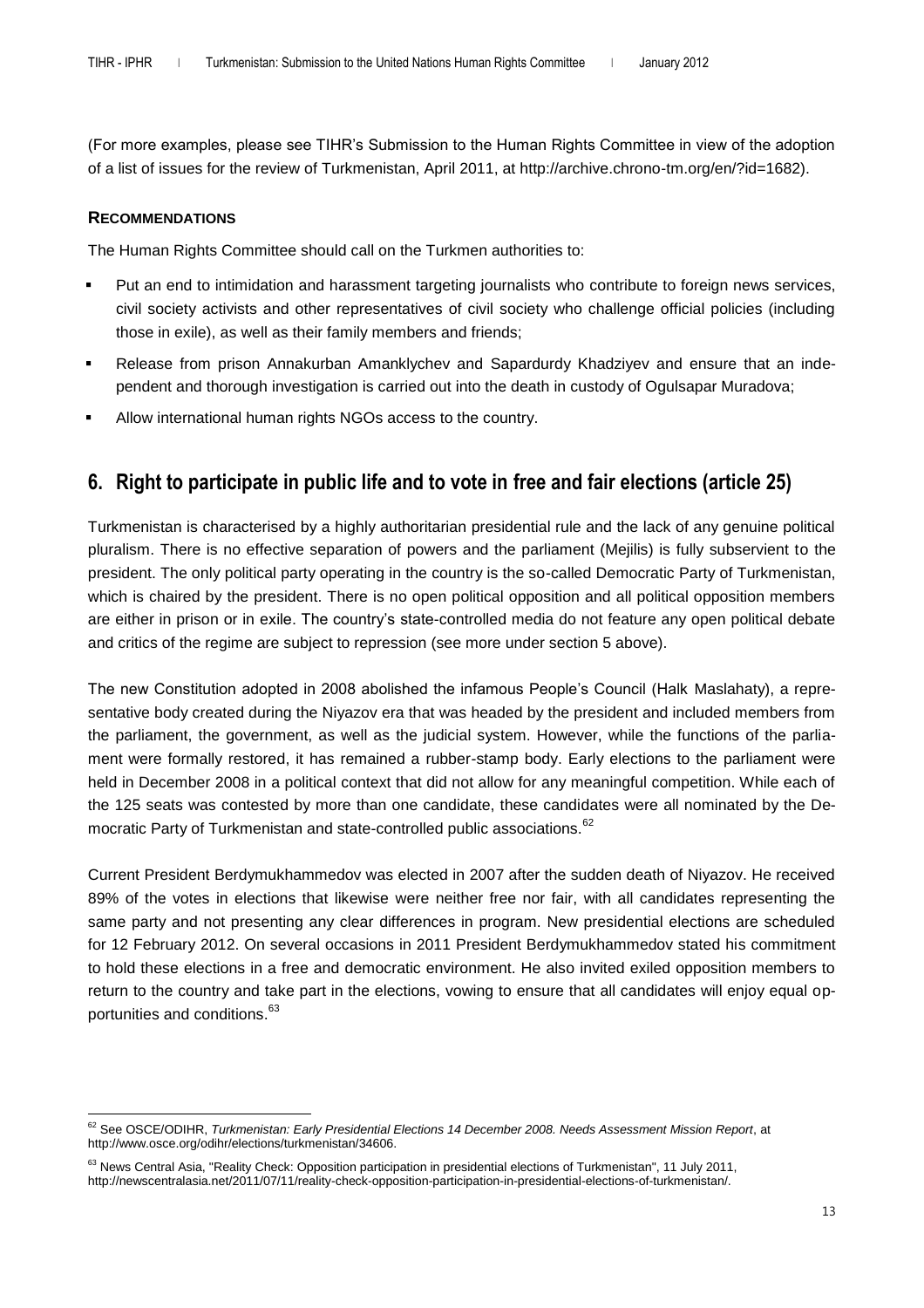(For more examples, please see TIHR's Submission to the Human Rights Committee in view of the adoption of a list of issues for the review of Turkmenistan, April 2011, at http://archive.chrono-tm.org/en/?id=1682).

#### RECOMMENDATIONS

The Human Rights Committee should call on the Turkmen authorities to:

- Put an end to intimidation and harassment targeting journalists who contribute to foreign news services, civil society activists and other representatives of civil society who challenge official policies (including those in exile), as well as their family members and friends;
- Release from prison Annakurban Amanklychev and Sapardurdy Khadziyev and ensure that an independent and thorough investigation is carried out into the death in custody of Ogulsapar Muradova;
- Allow international human rights NGOs access to the country.

## 6. Right to participate in public life and to vote in free and fair elections (article 25)

Turkmenistan is characterised by a highly authoritarian presidential rule and the lack of any genuine political pluralism. There is no effective separation of powers and the parliament (Mejilis) is fully subservient to the president. The only political party operating in the country is the so-called Democratic Party of Turkmenistan, which is chaired by the president. There is no open political opposition and all political opposition members are either in prison or in exile. The country's state-controlled media do not feature any open political debate and critics of the regime are subject to repression (see more under section 5 above).

The new Constitution adopted in 2008 abolished the infamous People's Council (Halk Maslahaty), a representative body created during the Niyazov era that was headed by the president and included members from the parliament, the government, as well as the judicial system. However, while the functions of the parliament were formally restored, it has remained a rubber-stamp body. Early elections to the parliament were held in December 2008 in a political context that did not allow for any meaningful competition. While each of the 125 seats was contested by more than one candidate, these candidates were all nominated by the Democratic Party of Turkmenistan and state-controlled public associations.[62]

Current President Berdymukhammedov was elected in 2007 after the sudden death of Niyazov. He received 89% of the votes in elections that likewise were neither free nor fair, with all candidates representing the same party and not presenting any clear differences in program. New presidential elections are scheduled for 12 February 2012. On several occasions in 2011 President Berdymukhammedov stated his commitment to hold these elections in a free and democratic environment. He also invited exiled opposition members to return to the country and take part in the elections, vowing to ensure that all candidates will enjoy equal opportunities and conditions.[63]

---

[62] See OSCE/ODIHR, *Turkmenistan: Early Presidential Elections 14 December 2008. Needs Assessment Mission Report*, at http://www.osce.org/odihr/elections/turkmenistan/34606.

[63] News Central Asia, "Reality Check: Opposition participation in presidential elections of Turkmenistan", 11 July 2011, http://newscentralasia.net/2011/07/11/reality-check-opposition-participation-in-presidential-elections-of-turkmenistan/.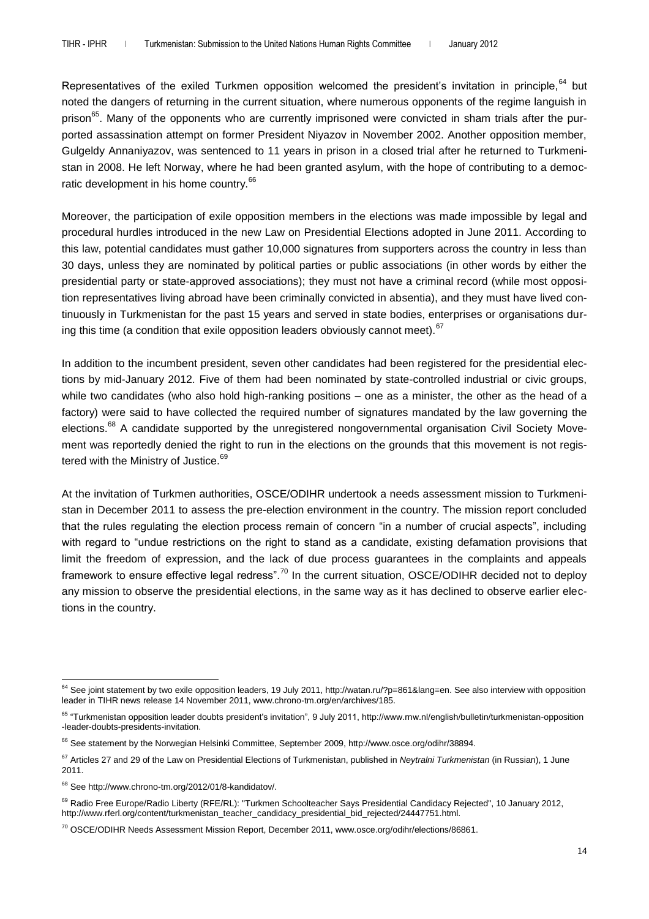Representatives of the exiled Turkmen opposition welcomed the president's invitation in principle,[64] but noted the dangers of returning in the current situation, where numerous opponents of the regime languish in prison[65]. Many of the opponents who are currently imprisoned were convicted in sham trials after the purported assassination attempt on former President Niyazov in November 2002. Another opposition member, Gulgeldy Annaniyazov, was sentenced to 11 years in prison in a closed trial after he returned to Turkmenistan in 2008. He left Norway, where he had been granted asylum, with the hope of contributing to a democratic development in his home country.[66]

Moreover, the participation of exile opposition members in the elections was made impossible by legal and procedural hurdles introduced in the new Law on Presidential Elections adopted in June 2011. According to this law, potential candidates must gather 10,000 signatures from supporters across the country in less than 30 days, unless they are nominated by political parties or public associations (in other words by either the presidential party or state-approved associations); they must not have a criminal record (while most opposition representatives living abroad have been criminally convicted in absentia), and they must have lived continuously in Turkmenistan for the past 15 years and served in state bodies, enterprises or organisations during this time (a condition that exile opposition leaders obviously cannot meet).[67]

In addition to the incumbent president, seven other candidates had been registered for the presidential elections by mid-January 2012. Five of them had been nominated by state-controlled industrial or civic groups, while two candidates (who also hold high-ranking positions – one as a minister, the other as the head of a factory) were said to have collected the required number of signatures mandated by the law governing the elections.[68] A candidate supported by the unregistered nongovernmental organisation Civil Society Movement was reportedly denied the right to run in the elections on the grounds that this movement is not registered with the Ministry of Justice.[69]

At the invitation of Turkmen authorities, OSCE/ODIHR undertook a needs assessment mission to Turkmenistan in December 2011 to assess the pre-election environment in the country. The mission report concluded that the rules regulating the election process remain of concern "in a number of crucial aspects", including with regard to "undue restrictions on the right to stand as a candidate, existing defamation provisions that limit the freedom of expression, and the lack of due process guarantees in the complaints and appeals framework to ensure effective legal redress".[70] In the current situation, OSCE/ODIHR decided not to deploy any mission to observe the presidential elections, in the same way as it has declined to observe earlier elections in the country.

---

[64] See joint statement by two exile opposition leaders, 19 July 2011, http://watan.ru/?p=861&lang=en. See also interview with opposition leader in TIHR news release 14 November 2011, www.chrono-tm.org/en/archives/185.

[65] "Turkmenistan opposition leader doubts president's invitation", 9 July 2011, http://www.rnw.nl/english/bulletin/turkmenistan-opposition-leader-doubts-presidents-invitation.

[66] See statement by the Norwegian Helsinki Committee, September 2009, http://www.osce.org/odihr/38894.

[67] Articles 27 and 29 of the Law on Presidential Elections of Turkmenistan, published in *Neytralni Turkmenistan* (in Russian), 1 June 2011.

[68] See http://www.chrono-tm.org/2012/01/8-kandidatov/.

[69] Radio Free Europe/Radio Liberty (RFE/RL): "Turkmen Schoolteacher Says Presidential Candidacy Rejected", 10 January 2012, http://www.rferl.org/content/turkmenistan_teacher_candidacy_presidential_bid_rejected/24447751.html.

[70] OSCE/ODIHR Needs Assessment Mission Report, December 2011, www.osce.org/odihr/elections/86861.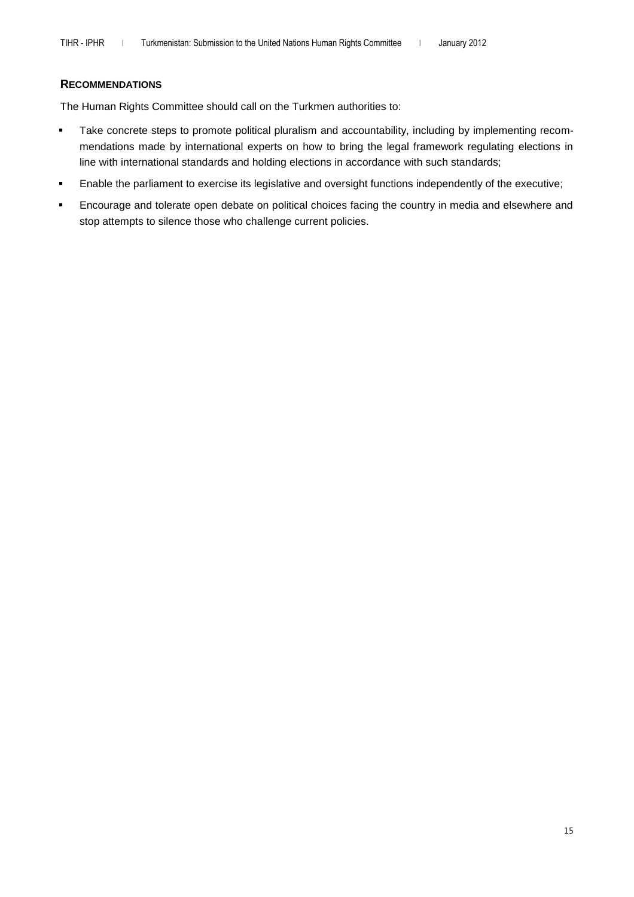## RECOMMENDATIONS

The Human Rights Committee should call on the Turkmen authorities to:

- Take concrete steps to promote political pluralism and accountability, including by implementing recommendations made by international experts on how to bring the legal framework regulating elections in line with international standards and holding elections in accordance with such standards;
- Enable the parliament to exercise its legislative and oversight functions independently of the executive;
- Encourage and tolerate open debate on political choices facing the country in media and elsewhere and stop attempts to silence those who challenge current policies.